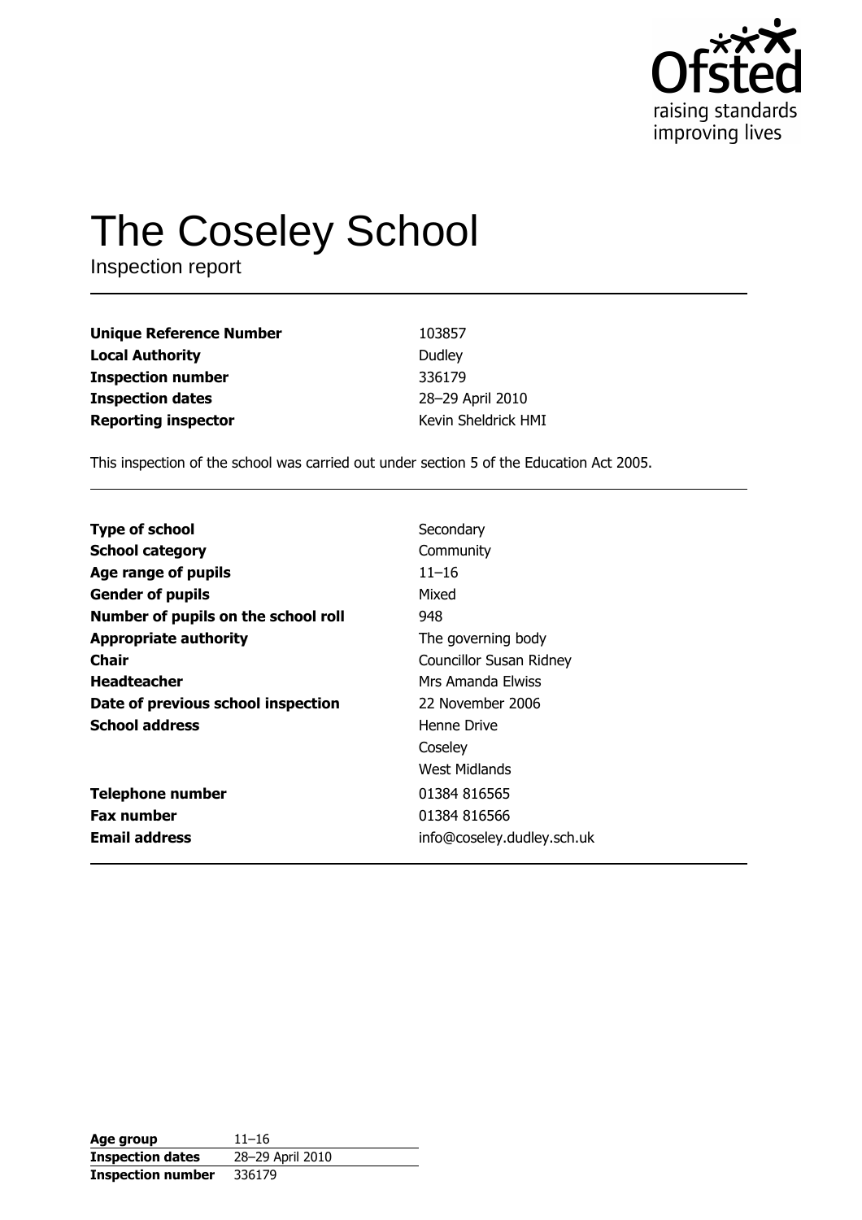# The Coseley School

Inspection report

| | |
|---|---|
| **Unique Reference Number** | 103857 |
| **Local Authority** | Dudley |
| **Inspection number** | 336179 |
| **Inspection dates** | 28–29 April 2010 |
| **Reporting inspector** | Kevin Sheldrick HMI |

This inspection of the school was carried out under section 5 of the Education Act 2005.

| | |
|---|---|
| **Type of school** | Secondary |
| **School category** | Community |
| **Age range of pupils** | 11–16 |
| **Gender of pupils** | Mixed |
| **Number of pupils on the school roll** | 948 |
| **Appropriate authority** | The governing body |
| **Chair** | Councillor Susan Ridney |
| **Headteacher** | Mrs Amanda Elwiss |
| **Date of previous school inspection** | 22 November 2006 |
| **School address** | Henne Drive<br>Coseley<br>West Midlands |
| **Telephone number** | 01384 816565 |
| **Fax number** | 01384 816566 |
| **Email address** | info@coseley.dudley.sch.uk |

| | |
|---|---|
| **Age group** | 11–16 |
| **Inspection dates** | 28–29 April 2010 |
| **Inspection number** | 336179 |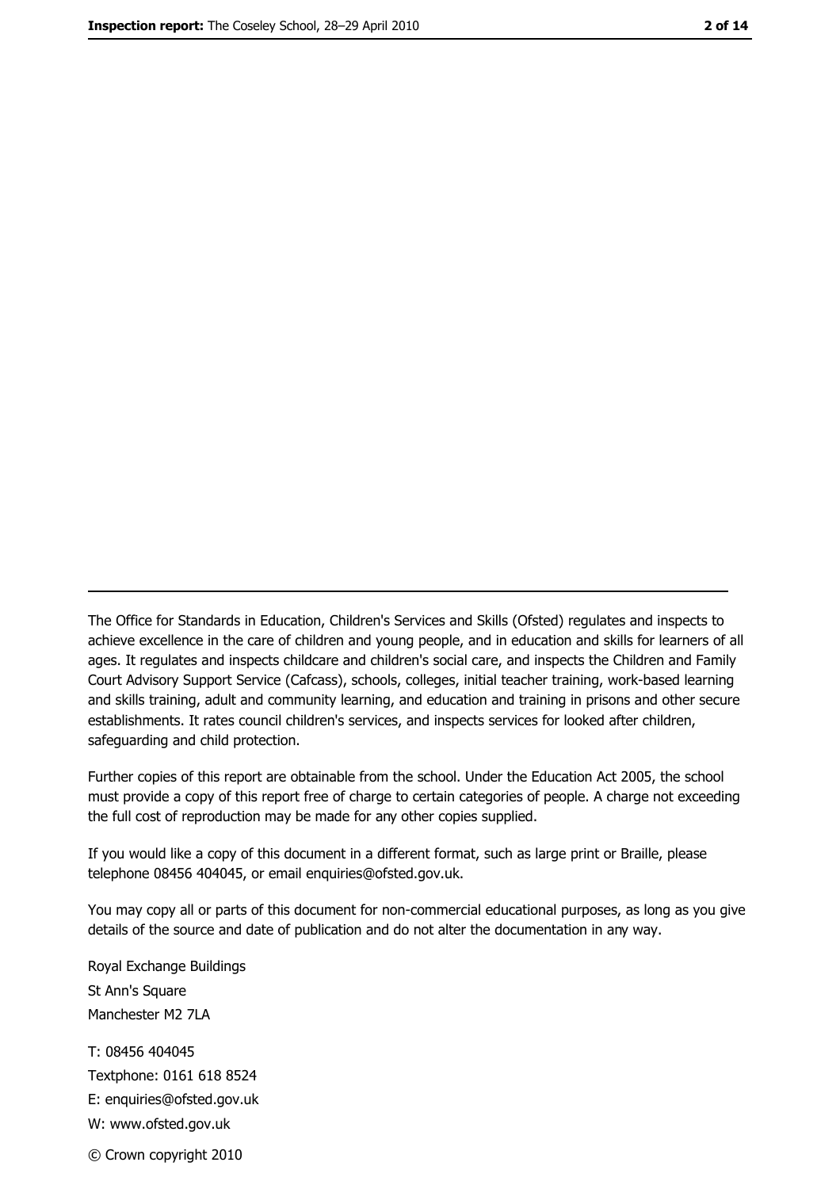The Office for Standards in Education, Children's Services and Skills (Ofsted) regulates and inspects to achieve excellence in the care of children and young people, and in education and skills for learners of all ages. It regulates and inspects childcare and children's social care, and inspects the Children and Family Court Advisory Support Service (Cafcass), schools, colleges, initial teacher training, work-based learning and skills training, adult and community learning, and education and training in prisons and other secure establishments. It rates council children's services, and inspects services for looked after children, safeguarding and child protection.

Further copies of this report are obtainable from the school. Under the Education Act 2005, the school must provide a copy of this report free of charge to certain categories of people. A charge not exceeding the full cost of reproduction may be made for any other copies supplied.

If you would like a copy of this document in a different format, such as large print or Braille, please telephone 08456 404045, or email enquiries@ofsted.gov.uk.

You may copy all or parts of this document for non-commercial educational purposes, as long as you give details of the source and date of publication and do not alter the documentation in any way.

Royal Exchange Buildings
St Ann's Square
Manchester M2 7LA

T: 08456 404045
Textphone: 0161 618 8524
E: enquiries@ofsted.gov.uk
W: www.ofsted.gov.uk

© Crown copyright 2010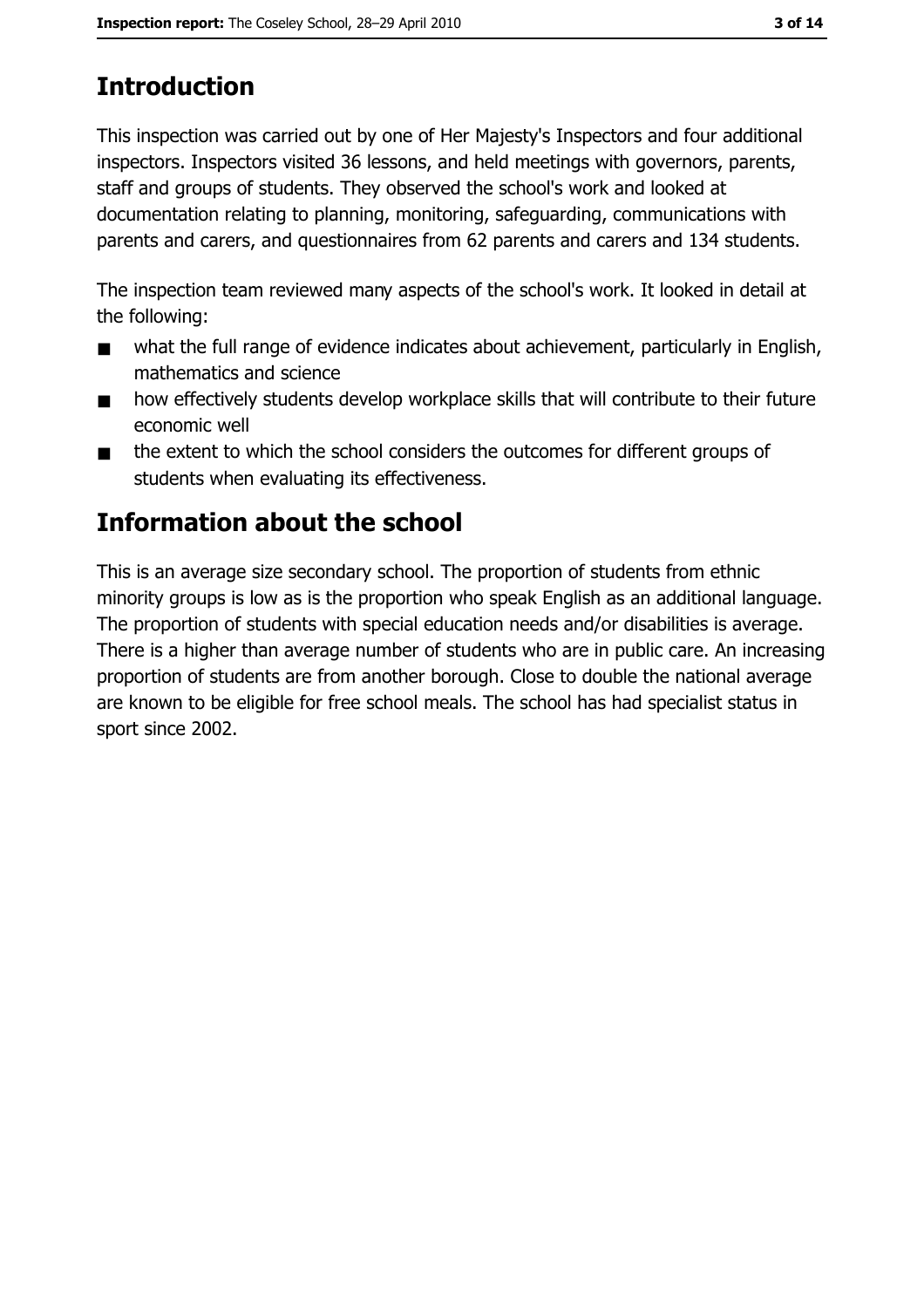# Introduction

This inspection was carried out by one of Her Majesty's Inspectors and four additional inspectors. Inspectors visited 36 lessons, and held meetings with governors, parents, staff and groups of students. They observed the school's work and looked at documentation relating to planning, monitoring, safeguarding, communications with parents and carers, and questionnaires from 62 parents and carers and 134 students.

The inspection team reviewed many aspects of the school's work. It looked in detail at the following:

- what the full range of evidence indicates about achievement, particularly in English, mathematics and science
- how effectively students develop workplace skills that will contribute to their future economic well
- the extent to which the school considers the outcomes for different groups of students when evaluating its effectiveness.

# Information about the school

This is an average size secondary school. The proportion of students from ethnic minority groups is low as is the proportion who speak English as an additional language. The proportion of students with special education needs and/or disabilities is average. There is a higher than average number of students who are in public care. An increasing proportion of students are from another borough. Close to double the national average are known to be eligible for free school meals. The school has had specialist status in sport since 2002.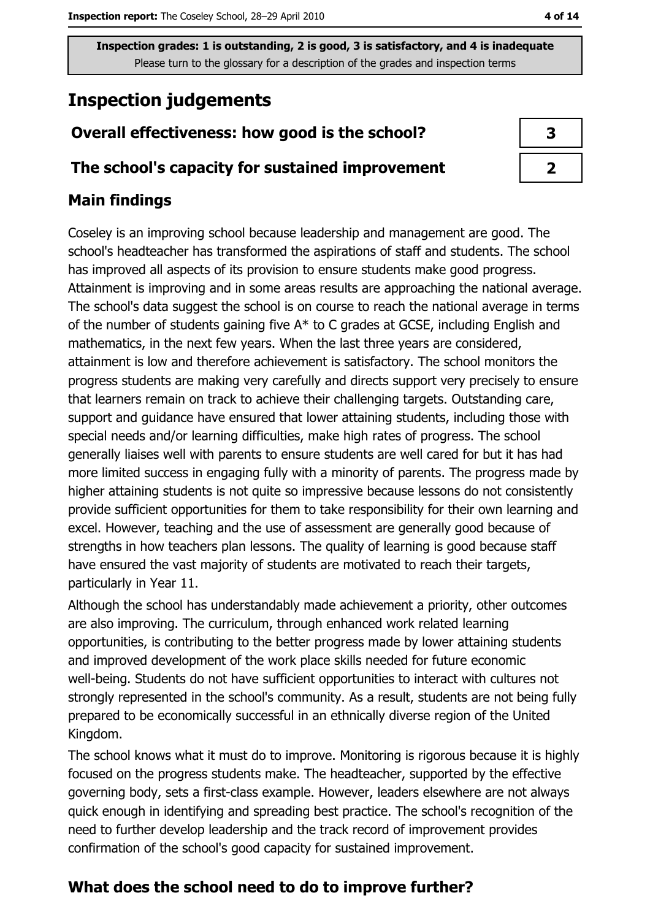Inspection grades: 1 is outstanding, 2 is good, 3 is satisfactory, and 4 is inadequate
Please turn to the glossary for a description of the grades and inspection terms

# Inspection judgements

| | |
|---|---|
| **Overall effectiveness: how good is the school?** | **3** |
| **The school's capacity for sustained improvement** | **2** |

## Main findings

Coseley is an improving school because leadership and management are good. The school's headteacher has transformed the aspirations of staff and students. The school has improved all aspects of its provision to ensure students make good progress. Attainment is improving and in some areas results are approaching the national average. The school's data suggest the school is on course to reach the national average in terms of the number of students gaining five A* to C grades at GCSE, including English and mathematics, in the next few years. When the last three years are considered, attainment is low and therefore achievement is satisfactory. The school monitors the progress students are making very carefully and directs support very precisely to ensure that learners remain on track to achieve their challenging targets. Outstanding care, support and guidance have ensured that lower attaining students, including those with special needs and/or learning difficulties, make high rates of progress. The school generally liaises well with parents to ensure students are well cared for but it has had more limited success in engaging fully with a minority of parents. The progress made by higher attaining students is not quite so impressive because lessons do not consistently provide sufficient opportunities for them to take responsibility for their own learning and excel. However, teaching and the use of assessment are generally good because of strengths in how teachers plan lessons. The quality of learning is good because staff have ensured the vast majority of students are motivated to reach their targets, particularly in Year 11.

Although the school has understandably made achievement a priority, other outcomes are also improving. The curriculum, through enhanced work related learning opportunities, is contributing to the better progress made by lower attaining students and improved development of the work place skills needed for future economic well-being. Students do not have sufficient opportunities to interact with cultures not strongly represented in the school's community. As a result, students are not being fully prepared to be economically successful in an ethnically diverse region of the United Kingdom.

The school knows what it must do to improve. Monitoring is rigorous because it is highly focused on the progress students make. The headteacher, supported by the effective governing body, sets a first-class example. However, leaders elsewhere are not always quick enough in identifying and spreading best practice. The school's recognition of the need to further develop leadership and the track record of improvement provides confirmation of the school's good capacity for sustained improvement.

## What does the school need to do to improve further?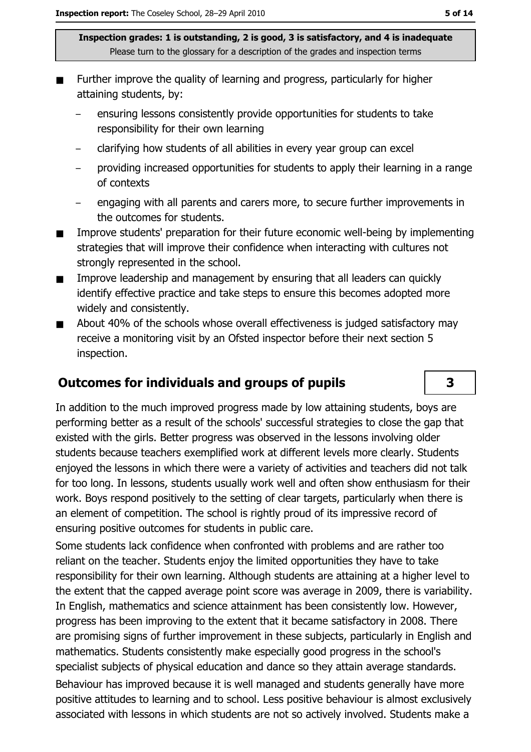Inspection grades: 1 is outstanding, 2 is good, 3 is satisfactory, and 4 is inadequate
Please turn to the glossary for a description of the grades and inspection terms

- Further improve the quality of learning and progress, particularly for higher attaining students, by:
  - ensuring lessons consistently provide opportunities for students to take responsibility for their own learning
  - clarifying how students of all abilities in every year group can excel
  - providing increased opportunities for students to apply their learning in a range of contexts
  - engaging with all parents and carers more, to secure further improvements in the outcomes for students.
- Improve students' preparation for their future economic well-being by implementing strategies that will improve their confidence when interacting with cultures not strongly represented in the school.
- Improve leadership and management by ensuring that all leaders can quickly identify effective practice and take steps to ensure this becomes adopted more widely and consistently.
- About 40% of the schools whose overall effectiveness is judged satisfactory may receive a monitoring visit by an Ofsted inspector before their next section 5 inspection.

## Outcomes for individuals and groups of pupils — 3

In addition to the much improved progress made by low attaining students, boys are performing better as a result of the schools' successful strategies to close the gap that existed with the girls. Better progress was observed in the lessons involving older students because teachers exemplified work at different levels more clearly. Students enjoyed the lessons in which there were a variety of activities and teachers did not talk for too long. In lessons, students usually work well and often show enthusiasm for their work. Boys respond positively to the setting of clear targets, particularly when there is an element of competition. The school is rightly proud of its impressive record of ensuring positive outcomes for students in public care.

Some students lack confidence when confronted with problems and are rather too reliant on the teacher. Students enjoy the limited opportunities they have to take responsibility for their own learning. Although students are attaining at a higher level to the extent that the capped average point score was average in 2009, there is variability. In English, mathematics and science attainment has been consistently low. However, progress has been improving to the extent that it became satisfactory in 2008. There are promising signs of further improvement in these subjects, particularly in English and mathematics. Students consistently make especially good progress in the school's specialist subjects of physical education and dance so they attain average standards.

Behaviour has improved because it is well managed and students generally have more positive attitudes to learning and to school. Less positive behaviour is almost exclusively associated with lessons in which students are not so actively involved. Students make a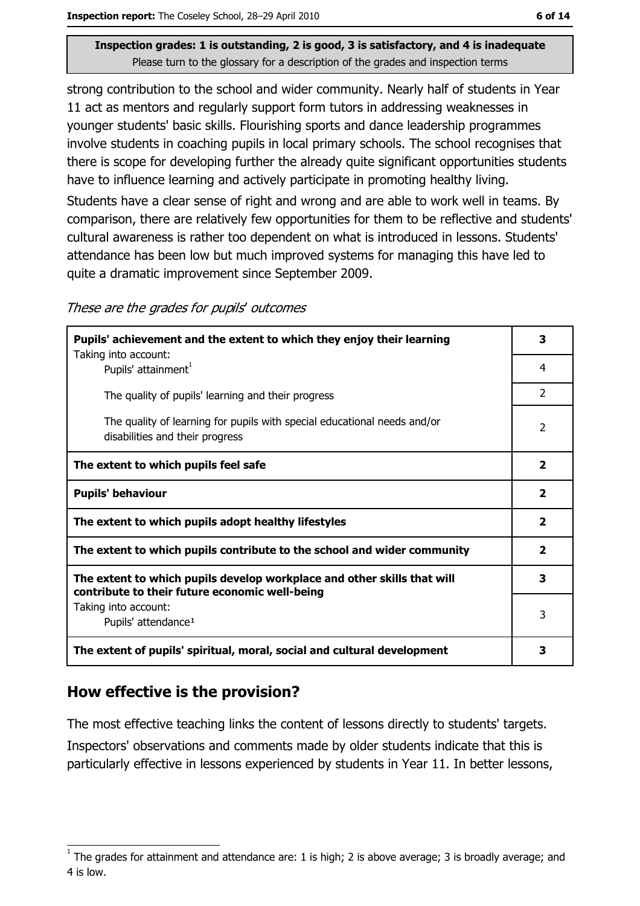Inspection grades: 1 is outstanding, 2 is good, 3 is satisfactory, and 4 is inadequate
Please turn to the glossary for a description of the grades and inspection terms

strong contribution to the school and wider community. Nearly half of students in Year 11 act as mentors and regularly support form tutors in addressing weaknesses in younger students' basic skills. Flourishing sports and dance leadership programmes involve students in coaching pupils in local primary schools. The school recognises that there is scope for developing further the already quite significant opportunities students have to influence learning and actively participate in promoting healthy living.

Students have a clear sense of right and wrong and are able to work well in teams. By comparison, there are relatively few opportunities for them to be reflective and students' cultural awareness is rather too dependent on what is introduced in lessons. Students' attendance has been low but much improved systems for managing this have led to quite a dramatic improvement since September 2009.

*These are the grades for pupils' outcomes*

| | |
|---|---|
| **Pupils' achievement and the extent to which they enjoy their learning** | **3** |
| Taking into account: Pupils' attainment[1] | 4 |
| The quality of pupils' learning and their progress | 2 |
| The quality of learning for pupils with special educational needs and/or disabilities and their progress | 2 |
| **The extent to which pupils feel safe** | **2** |
| **Pupils' behaviour** | **2** |
| **The extent to which pupils adopt healthy lifestyles** | **2** |
| **The extent to which pupils contribute to the school and wider community** | **2** |
| **The extent to which pupils develop workplace and other skills that will contribute to their future economic well-being** | **3** |
| Taking into account: Pupils' attendance[1] | 3 |
| **The extent of pupils' spiritual, moral, social and cultural development** | **3** |

## How effective is the provision?

The most effective teaching links the content of lessons directly to students' targets. Inspectors' observations and comments made by older students indicate that this is particularly effective in lessons experienced by students in Year 11. In better lessons,

[1] The grades for attainment and attendance are: 1 is high; 2 is above average; 3 is broadly average; and 4 is low.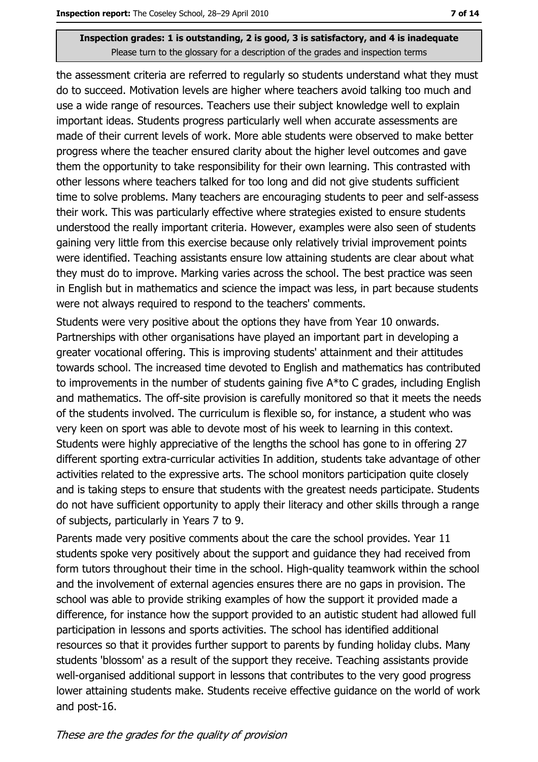the assessment criteria are referred to regularly so students understand what they must do to succeed. Motivation levels are higher where teachers avoid talking too much and use a wide range of resources. Teachers use their subject knowledge well to explain important ideas. Students progress particularly well when accurate assessments are made of their current levels of work. More able students were observed to make better progress where the teacher ensured clarity about the higher level outcomes and gave them the opportunity to take responsibility for their own learning. This contrasted with other lessons where teachers talked for too long and did not give students sufficient time to solve problems. Many teachers are encouraging students to peer and self-assess their work. This was particularly effective where strategies existed to ensure students understood the really important criteria. However, examples were also seen of students gaining very little from this exercise because only relatively trivial improvement points were identified. Teaching assistants ensure low attaining students are clear about what they must do to improve. Marking varies across the school. The best practice was seen in English but in mathematics and science the impact was less, in part because students were not always required to respond to the teachers' comments.

Students were very positive about the options they have from Year 10 onwards. Partnerships with other organisations have played an important part in developing a greater vocational offering. This is improving students' attainment and their attitudes towards school. The increased time devoted to English and mathematics has contributed to improvements in the number of students gaining five A*to C grades, including English and mathematics. The off-site provision is carefully monitored so that it meets the needs of the students involved. The curriculum is flexible so, for instance, a student who was very keen on sport was able to devote most of his week to learning in this context. Students were highly appreciative of the lengths the school has gone to in offering 27 different sporting extra-curricular activities In addition, students take advantage of other activities related to the expressive arts. The school monitors participation quite closely and is taking steps to ensure that students with the greatest needs participate. Students do not have sufficient opportunity to apply their literacy and other skills through a range of subjects, particularly in Years 7 to 9.

Parents made very positive comments about the care the school provides. Year 11 students spoke very positively about the support and guidance they had received from form tutors throughout their time in the school. High-quality teamwork within the school and the involvement of external agencies ensures there are no gaps in provision. The school was able to provide striking examples of how the support it provided made a difference, for instance how the support provided to an autistic student had allowed full participation in lessons and sports activities. The school has identified additional resources so that it provides further support to parents by funding holiday clubs. Many students 'blossom' as a result of the support they receive. Teaching assistants provide well-organised additional support in lessons that contributes to the very good progress lower attaining students make. Students receive effective guidance on the world of work and post-16.

*These are the grades for the quality of provision*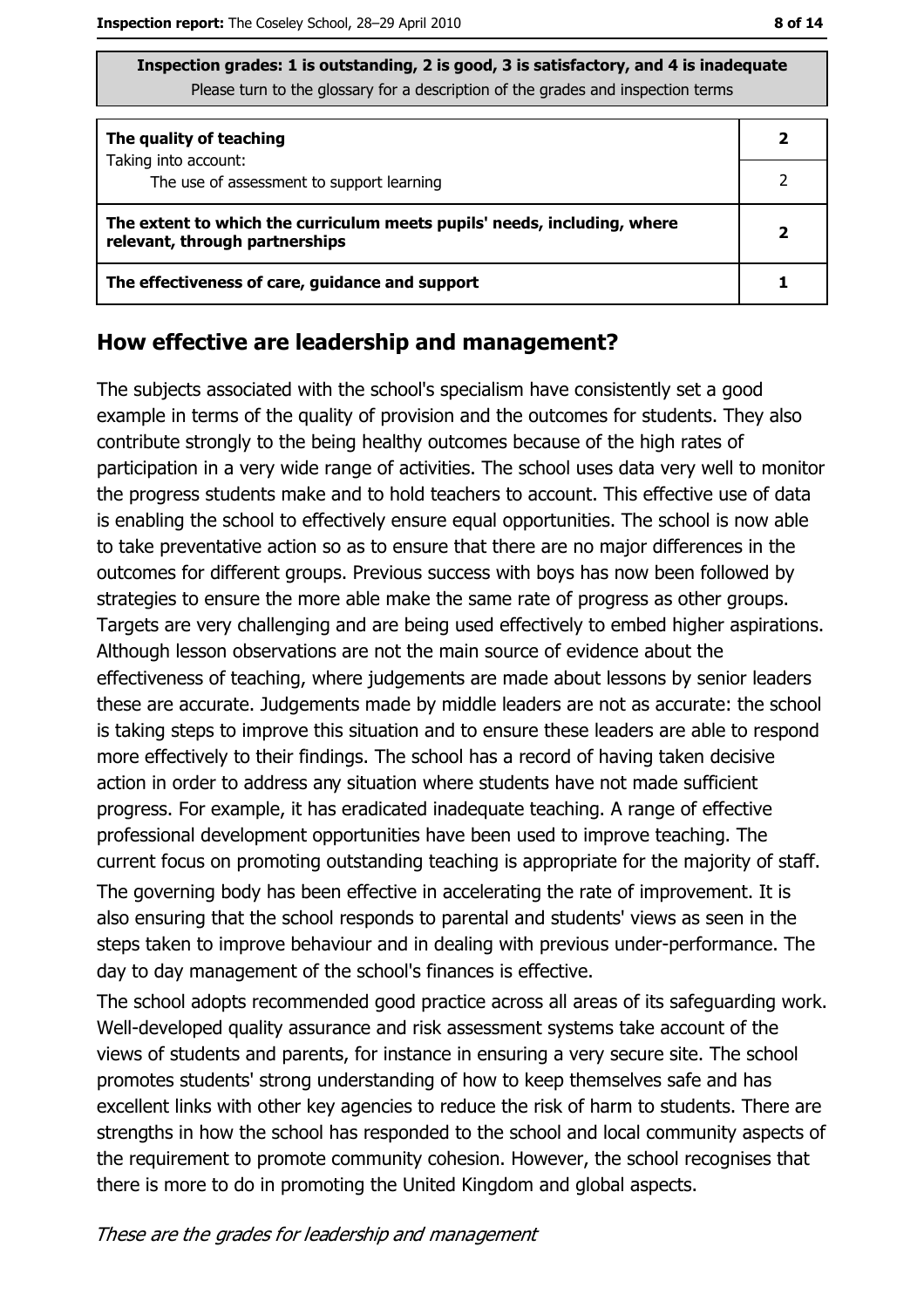**Inspection grades: 1 is outstanding, 2 is good, 3 is satisfactory, and 4 is inadequate**
Please turn to the glossary for a description of the grades and inspection terms

| | |
|---|---|
| **The quality of teaching**<br>Taking into account:<br>The use of assessment to support learning | **2**<br>2 |
| **The extent to which the curriculum meets pupils' needs, including, where relevant, through partnerships** | **2** |
| **The effectiveness of care, guidance and support** | **1** |

## How effective are leadership and management?

The subjects associated with the school's specialism have consistently set a good example in terms of the quality of provision and the outcomes for students. They also contribute strongly to the being healthy outcomes because of the high rates of participation in a very wide range of activities. The school uses data very well to monitor the progress students make and to hold teachers to account. This effective use of data is enabling the school to effectively ensure equal opportunities. The school is now able to take preventative action so as to ensure that there are no major differences in the outcomes for different groups. Previous success with boys has now been followed by strategies to ensure the more able make the same rate of progress as other groups. Targets are very challenging and are being used effectively to embed higher aspirations. Although lesson observations are not the main source of evidence about the effectiveness of teaching, where judgements are made about lessons by senior leaders these are accurate. Judgements made by middle leaders are not as accurate: the school is taking steps to improve this situation and to ensure these leaders are able to respond more effectively to their findings. The school has a record of having taken decisive action in order to address any situation where students have not made sufficient progress. For example, it has eradicated inadequate teaching. A range of effective professional development opportunities have been used to improve teaching. The current focus on promoting outstanding teaching is appropriate for the majority of staff.

The governing body has been effective in accelerating the rate of improvement. It is also ensuring that the school responds to parental and students' views as seen in the steps taken to improve behaviour and in dealing with previous under-performance. The day to day management of the school's finances is effective.

The school adopts recommended good practice across all areas of its safeguarding work. Well-developed quality assurance and risk assessment systems take account of the views of students and parents, for instance in ensuring a very secure site. The school promotes students' strong understanding of how to keep themselves safe and has excellent links with other key agencies to reduce the risk of harm to students. There are strengths in how the school has responded to the school and local community aspects of the requirement to promote community cohesion. However, the school recognises that there is more to do in promoting the United Kingdom and global aspects.

*These are the grades for leadership and management*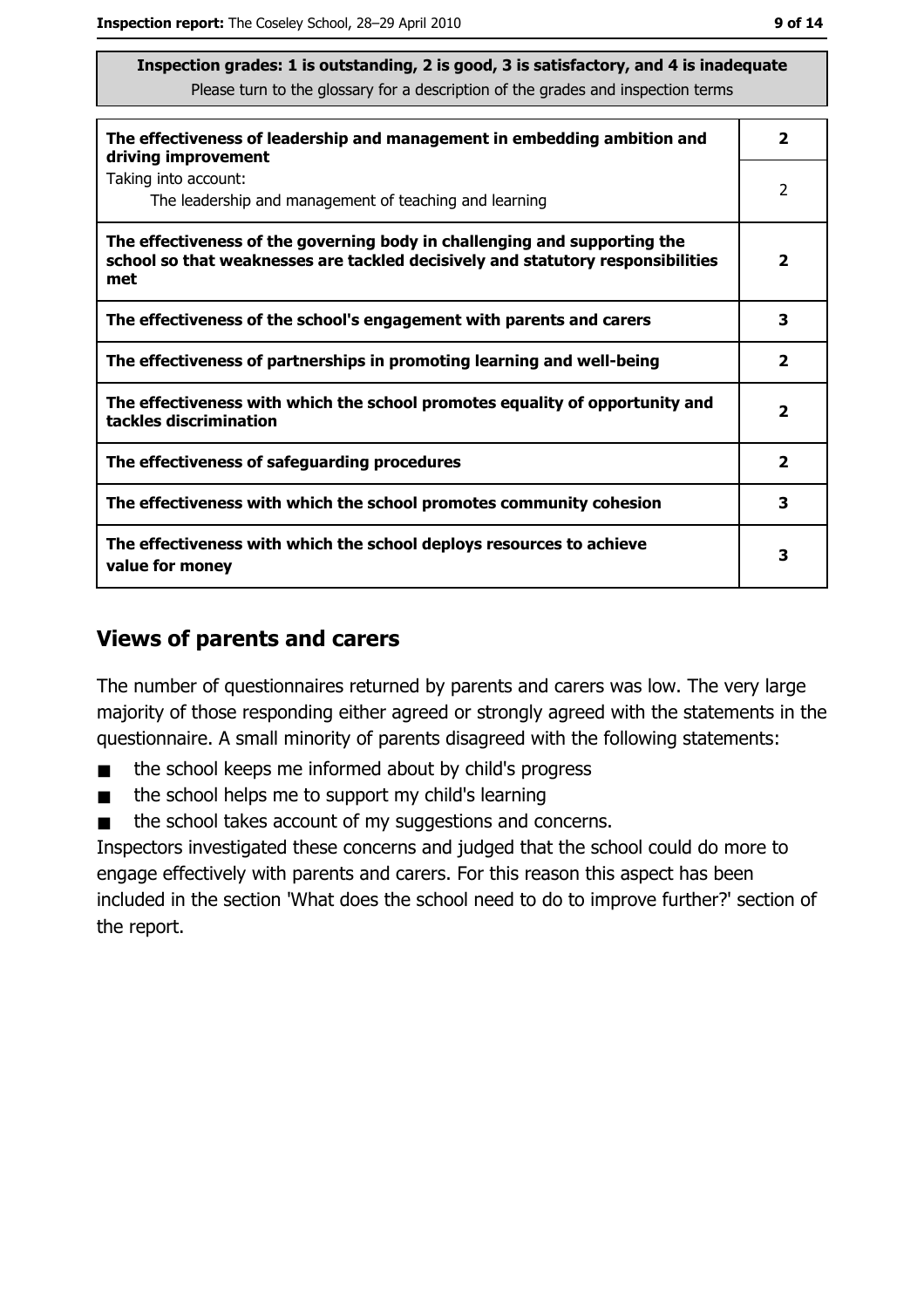**Inspection grades: 1 is outstanding, 2 is good, 3 is satisfactory, and 4 is inadequate**
Please turn to the glossary for a description of the grades and inspection terms

| | |
|---|---|
| **The effectiveness of leadership and management in embedding ambition and driving improvement** | **2** |
| Taking into account: The leadership and management of teaching and learning | 2 |
| **The effectiveness of the governing body in challenging and supporting the school so that weaknesses are tackled decisively and statutory responsibilities met** | **2** |
| **The effectiveness of the school's engagement with parents and carers** | **3** |
| **The effectiveness of partnerships in promoting learning and well-being** | **2** |
| **The effectiveness with which the school promotes equality of opportunity and tackles discrimination** | **2** |
| **The effectiveness of safeguarding procedures** | **2** |
| **The effectiveness with which the school promotes community cohesion** | **3** |
| **The effectiveness with which the school deploys resources to achieve value for money** | **3** |

## Views of parents and carers

The number of questionnaires returned by parents and carers was low. The very large majority of those responding either agreed or strongly agreed with the statements in the questionnaire. A small minority of parents disagreed with the following statements:

- the school keeps me informed about by child's progress
- the school helps me to support my child's learning
- the school takes account of my suggestions and concerns.

Inspectors investigated these concerns and judged that the school could do more to engage effectively with parents and carers. For this reason this aspect has been included in the section 'What does the school need to do to improve further?' section of the report.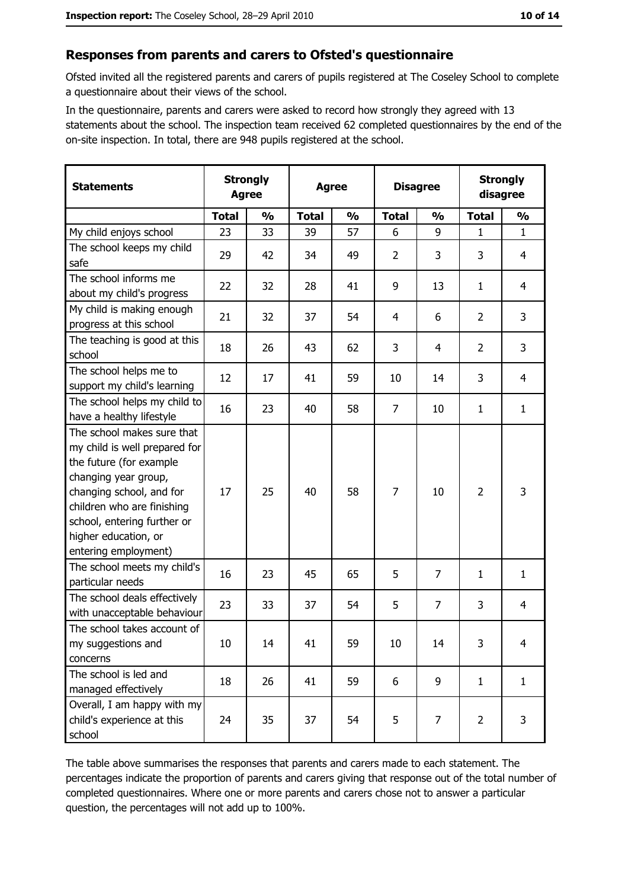## Responses from parents and carers to Ofsted's questionnaire

Ofsted invited all the registered parents and carers of pupils registered at The Coseley School to complete a questionnaire about their views of the school.

In the questionnaire, parents and carers were asked to record how strongly they agreed with 13 statements about the school. The inspection team received 62 completed questionnaires by the end of the on-site inspection. In total, there are 948 pupils registered at the school.

| Statements | Strongly Agree | | Agree | | Disagree | | Strongly disagree | |
|---|---|---|---|---|---|---|---|---|
| | Total | % | Total | % | Total | % | Total | % |
| My child enjoys school | 23 | 33 | 39 | 57 | 6 | 9 | 1 | 1 |
| The school keeps my child safe | 29 | 42 | 34 | 49 | 2 | 3 | 3 | 4 |
| The school informs me about my child's progress | 22 | 32 | 28 | 41 | 9 | 13 | 1 | 4 |
| My child is making enough progress at this school | 21 | 32 | 37 | 54 | 4 | 6 | 2 | 3 |
| The teaching is good at this school | 18 | 26 | 43 | 62 | 3 | 4 | 2 | 3 |
| The school helps me to support my child's learning | 12 | 17 | 41 | 59 | 10 | 14 | 3 | 4 |
| The school helps my child to have a healthy lifestyle | 16 | 23 | 40 | 58 | 7 | 10 | 1 | 1 |
| The school makes sure that my child is well prepared for the future (for example changing year group, changing school, and for children who are finishing school, entering further or higher education, or entering employment) | 17 | 25 | 40 | 58 | 7 | 10 | 2 | 3 |
| The school meets my child's particular needs | 16 | 23 | 45 | 65 | 5 | 7 | 1 | 1 |
| The school deals effectively with unacceptable behaviour | 23 | 33 | 37 | 54 | 5 | 7 | 3 | 4 |
| The school takes account of my suggestions and concerns | 10 | 14 | 41 | 59 | 10 | 14 | 3 | 4 |
| The school is led and managed effectively | 18 | 26 | 41 | 59 | 6 | 9 | 1 | 1 |
| Overall, I am happy with my child's experience at this school | 24 | 35 | 37 | 54 | 5 | 7 | 2 | 3 |

The table above summarises the responses that parents and carers made to each statement. The percentages indicate the proportion of parents and carers giving that response out of the total number of completed questionnaires. Where one or more parents and carers chose not to answer a particular question, the percentages will not add up to 100%.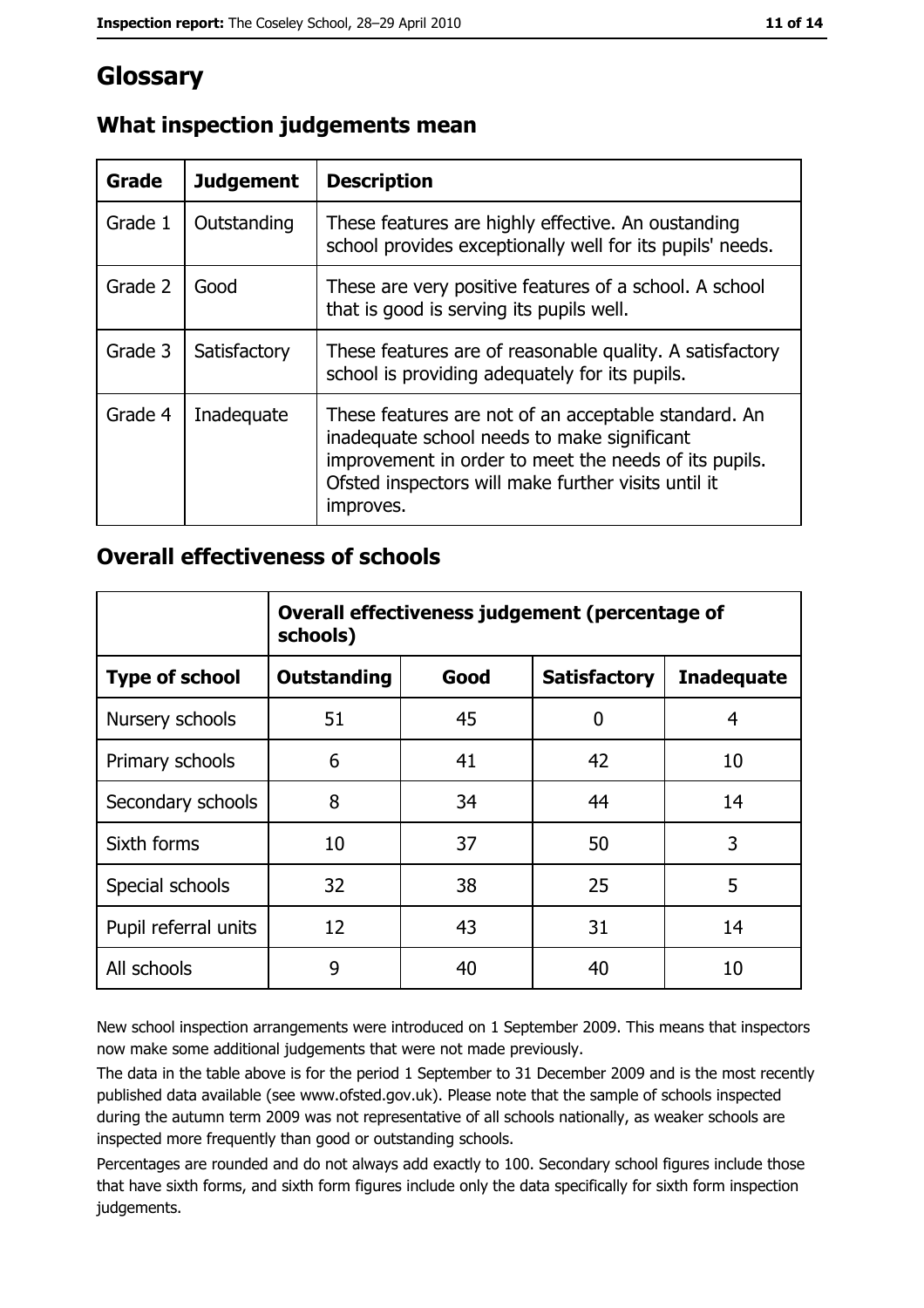# Glossary

## What inspection judgements mean

| Grade | Judgement | Description |
|---|---|---|
| Grade 1 | Outstanding | These features are highly effective. An oustanding school provides exceptionally well for its pupils' needs. |
| Grade 2 | Good | These are very positive features of a school. A school that is good is serving its pupils well. |
| Grade 3 | Satisfactory | These features are of reasonable quality. A satisfactory school is providing adequately for its pupils. |
| Grade 4 | Inadequate | These features are not of an acceptable standard. An inadequate school needs to make significant improvement in order to meet the needs of its pupils. Ofsted inspectors will make further visits until it improves. |

## Overall effectiveness of schools

| | Overall effectiveness judgement (percentage of schools) | | | |
|---|---|---|---|---|
| **Type of school** | **Outstanding** | **Good** | **Satisfactory** | **Inadequate** |
| Nursery schools | 51 | 45 | 0 | 4 |
| Primary schools | 6 | 41 | 42 | 10 |
| Secondary schools | 8 | 34 | 44 | 14 |
| Sixth forms | 10 | 37 | 50 | 3 |
| Special schools | 32 | 38 | 25 | 5 |
| Pupil referral units | 12 | 43 | 31 | 14 |
| All schools | 9 | 40 | 40 | 10 |

New school inspection arrangements were introduced on 1 September 2009. This means that inspectors now make some additional judgements that were not made previously.

The data in the table above is for the period 1 September to 31 December 2009 and is the most recently published data available (see www.ofsted.gov.uk). Please note that the sample of schools inspected during the autumn term 2009 was not representative of all schools nationally, as weaker schools are inspected more frequently than good or outstanding schools.

Percentages are rounded and do not always add exactly to 100. Secondary school figures include those that have sixth forms, and sixth form figures include only the data specifically for sixth form inspection judgements.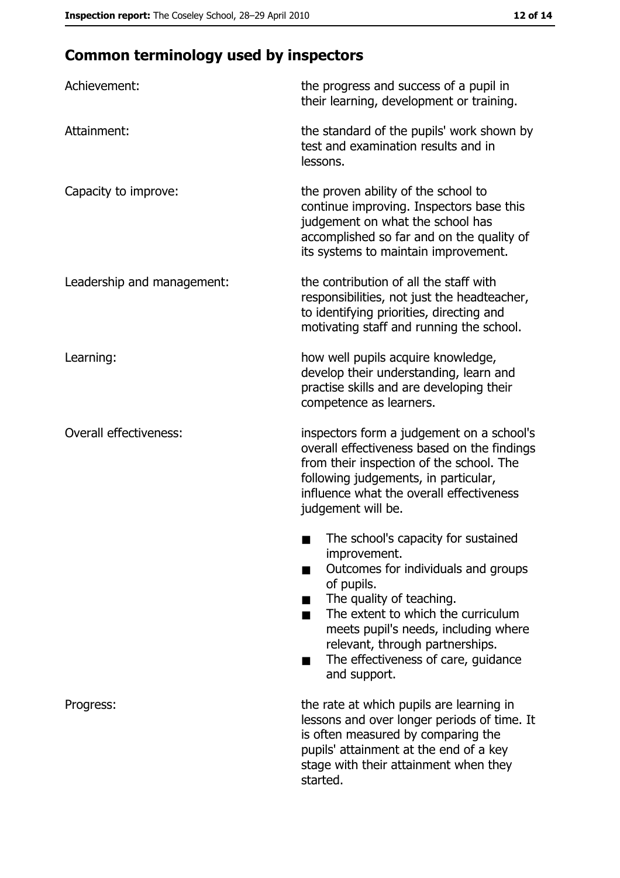## Common terminology used by inspectors

| | |
|---|---|
| Achievement: | the progress and success of a pupil in their learning, development or training. |
| Attainment: | the standard of the pupils' work shown by test and examination results and in lessons. |
| Capacity to improve: | the proven ability of the school to continue improving. Inspectors base this judgement on what the school has accomplished so far and on the quality of its systems to maintain improvement. |
| Leadership and management: | the contribution of all the staff with responsibilities, not just the headteacher, to identifying priorities, directing and motivating staff and running the school. |
| Learning: | how well pupils acquire knowledge, develop their understanding, learn and practise skills and are developing their competence as learners. |
| Overall effectiveness: | inspectors form a judgement on a school's overall effectiveness based on the findings from their inspection of the school. The following judgements, in particular, influence what the overall effectiveness judgement will be.<br>■ The school's capacity for sustained improvement.<br>■ Outcomes for individuals and groups of pupils.<br>■ The quality of teaching.<br>■ The extent to which the curriculum meets pupil's needs, including where relevant, through partnerships.<br>■ The effectiveness of care, guidance and support. |
| Progress: | the rate at which pupils are learning in lessons and over longer periods of time. It is often measured by comparing the pupils' attainment at the end of a key stage with their attainment when they started. |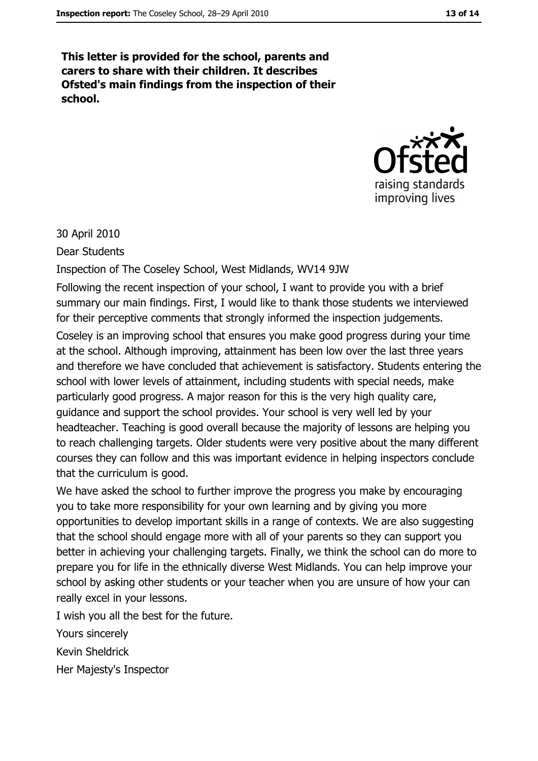**This letter is provided for the school, parents and carers to share with their children. It describes Ofsted's main findings from the inspection of their school.**

30 April 2010

Dear Students

Inspection of The Coseley School, West Midlands, WV14 9JW

Following the recent inspection of your school, I want to provide you with a brief summary our main findings. First, I would like to thank those students we interviewed for their perceptive comments that strongly informed the inspection judgements.

Coseley is an improving school that ensures you make good progress during your time at the school. Although improving, attainment has been low over the last three years and therefore we have concluded that achievement is satisfactory. Students entering the school with lower levels of attainment, including students with special needs, make particularly good progress. A major reason for this is the very high quality care, guidance and support the school provides. Your school is very well led by your headteacher. Teaching is good overall because the majority of lessons are helping you to reach challenging targets. Older students were very positive about the many different courses they can follow and this was important evidence in helping inspectors conclude that the curriculum is good.

We have asked the school to further improve the progress you make by encouraging you to take more responsibility for your own learning and by giving you more opportunities to develop important skills in a range of contexts. We are also suggesting that the school should engage more with all of your parents so they can support you better in achieving your challenging targets. Finally, we think the school can do more to prepare you for life in the ethnically diverse West Midlands. You can help improve your school by asking other students or your teacher when you are unsure of how your can really excel in your lessons.

I wish you all the best for the future.

Yours sincerely

Kevin Sheldrick

Her Majesty's Inspector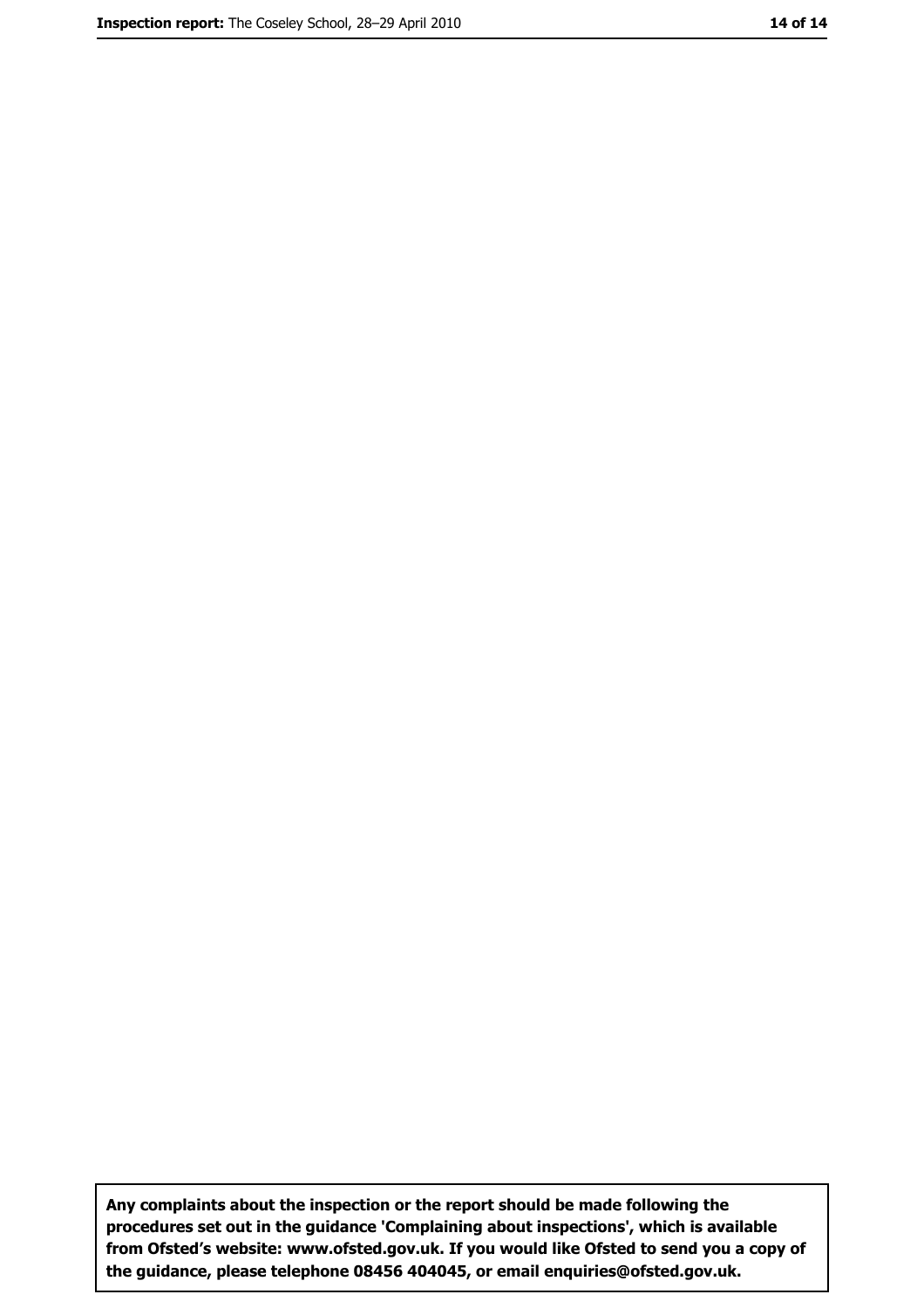**Any complaints about the inspection or the report should be made following the procedures set out in the guidance 'Complaining about inspections', which is available from Ofsted's website: www.ofsted.gov.uk. If you would like Ofsted to send you a copy of the guidance, please telephone 08456 404045, or email enquiries@ofsted.gov.uk.**